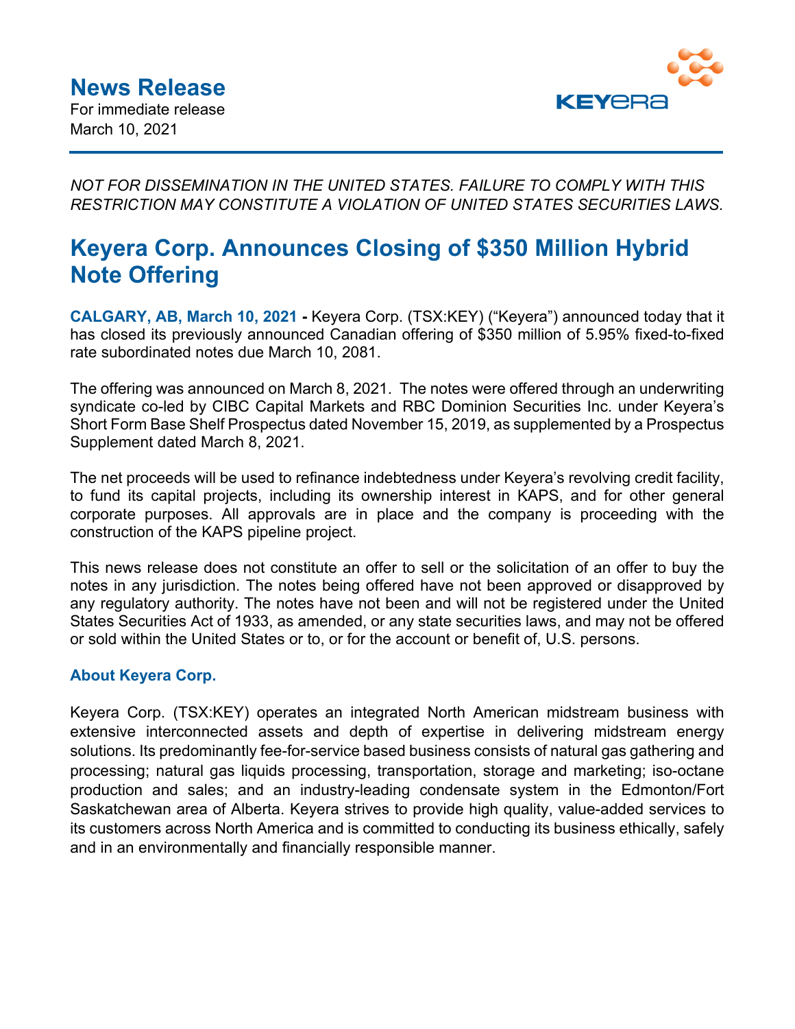# News Release

For immediate release
March 10, 2021

*NOT FOR DISSEMINATION IN THE UNITED STATES. FAILURE TO COMPLY WITH THIS RESTRICTION MAY CONSTITUTE A VIOLATION OF UNITED STATES SECURITIES LAWS.*

## Keyera Corp. Announces Closing of $350 Million Hybrid Note Offering

**CALGARY, AB, March 10, 2021 -** Keyera Corp. (TSX:KEY) ("Keyera") announced today that it has closed its previously announced Canadian offering of $350 million of 5.95% fixed-to-fixed rate subordinated notes due March 10, 2081.

The offering was announced on March 8, 2021. The notes were offered through an underwriting syndicate co-led by CIBC Capital Markets and RBC Dominion Securities Inc. under Keyera's Short Form Base Shelf Prospectus dated November 15, 2019, as supplemented by a Prospectus Supplement dated March 8, 2021.

The net proceeds will be used to refinance indebtedness under Keyera's revolving credit facility, to fund its capital projects, including its ownership interest in KAPS, and for other general corporate purposes. All approvals are in place and the company is proceeding with the construction of the KAPS pipeline project.

This news release does not constitute an offer to sell or the solicitation of an offer to buy the notes in any jurisdiction. The notes being offered have not been approved or disapproved by any regulatory authority. The notes have not been and will not be registered under the United States Securities Act of 1933, as amended, or any state securities laws, and may not be offered or sold within the United States or to, or for the account or benefit of, U.S. persons.

### About Keyera Corp.

Keyera Corp. (TSX:KEY) operates an integrated North American midstream business with extensive interconnected assets and depth of expertise in delivering midstream energy solutions. Its predominantly fee-for-service based business consists of natural gas gathering and processing; natural gas liquids processing, transportation, storage and marketing; iso-octane production and sales; and an industry-leading condensate system in the Edmonton/Fort Saskatchewan area of Alberta. Keyera strives to provide high quality, value-added services to its customers across North America and is committed to conducting its business ethically, safely and in an environmentally and financially responsible manner.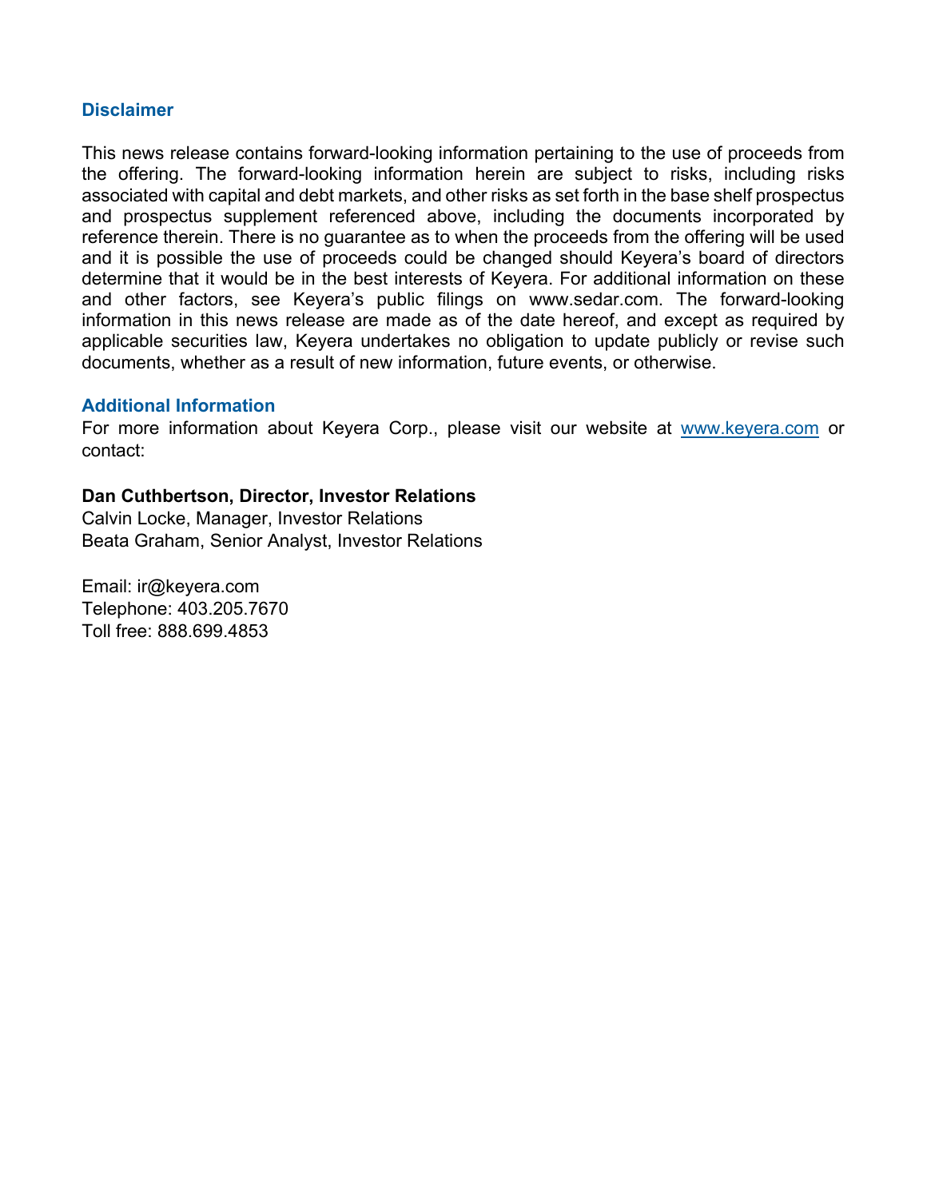## Disclaimer

This news release contains forward-looking information pertaining to the use of proceeds from the offering. The forward-looking information herein are subject to risks, including risks associated with capital and debt markets, and other risks as set forth in the base shelf prospectus and prospectus supplement referenced above, including the documents incorporated by reference therein. There is no guarantee as to when the proceeds from the offering will be used and it is possible the use of proceeds could be changed should Keyera's board of directors determine that it would be in the best interests of Keyera. For additional information on these and other factors, see Keyera's public filings on www.sedar.com. The forward-looking information in this news release are made as of the date hereof, and except as required by applicable securities law, Keyera undertakes no obligation to update publicly or revise such documents, whether as a result of new information, future events, or otherwise.

## Additional Information

For more information about Keyera Corp., please visit our website at www.keyera.com or contact:

**Dan Cuthbertson, Director, Investor Relations**
Calvin Locke, Manager, Investor Relations
Beata Graham, Senior Analyst, Investor Relations

Email: ir@keyera.com
Telephone: 403.205.7670
Toll free: 888.699.4853